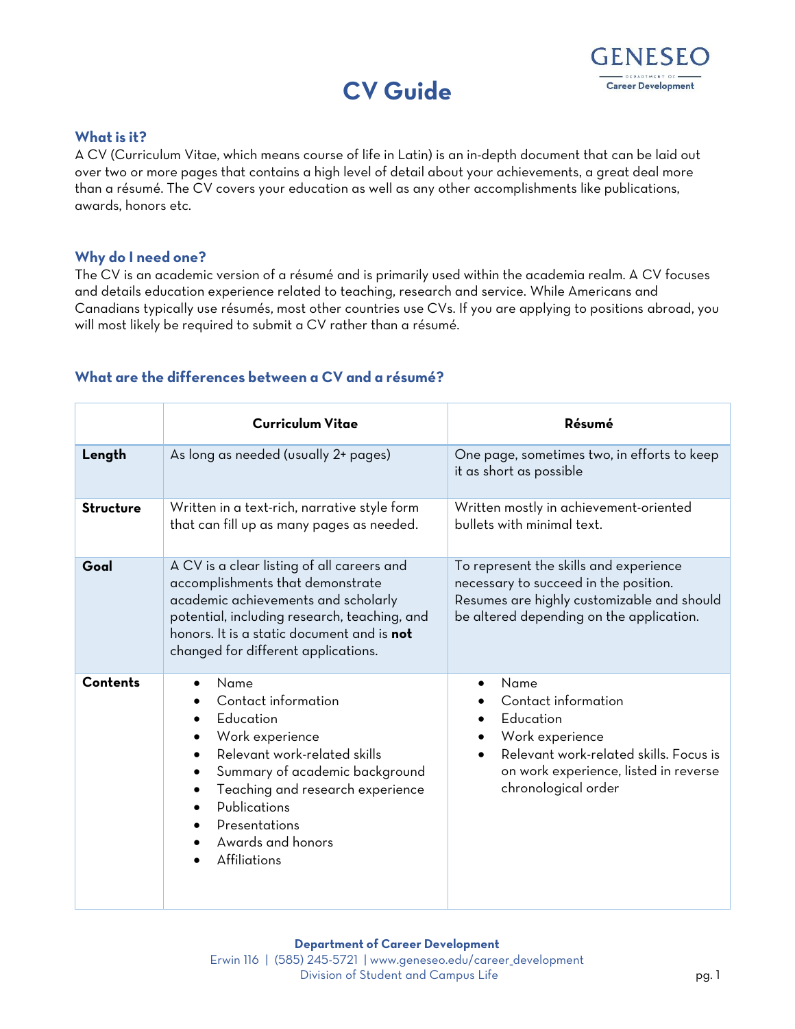# CV Guide

## What is it?

A CV (Curriculum Vitae, which means course of life in Latin) is an in-depth document that can be laid out over two or more pages that contains a high level of detail about your achievements, a great deal more than a résumé. The CV covers your education as well as any other accomplishments like publications, awards, honors etc.

## Why do I need one?

The CV is an academic version of a résumé and is primarily used within the academia realm. A CV focuses and details education experience related to teaching, research and service. While Americans and Canadians typically use résumés, most other countries use CVs. If you are applying to positions abroad, you will most likely be required to submit a CV rather than a résumé.

## What are the differences between a CV and a résumé?

| | Curriculum Vitae | Résumé |
|---|---|---|
| **Length** | As long as needed (usually 2+ pages) | One page, sometimes two, in efforts to keep it as short as possible |
| **Structure** | Written in a text-rich, narrative style form that can fill up as many pages as needed. | Written mostly in achievement-oriented bullets with minimal text. |
| **Goal** | A CV is a clear listing of all careers and accomplishments that demonstrate academic achievements and scholarly potential, including research, teaching, and honors. It is a static document and is **not** changed for different applications. | To represent the skills and experience necessary to succeed in the position. Resumes are highly customizable and should be altered depending on the application. |
| **Contents** | • Name<br>• Contact information<br>• Education<br>• Work experience<br>• Relevant work-related skills<br>• Summary of academic background<br>• Teaching and research experience<br>• Publications<br>• Presentations<br>• Awards and honors<br>• Affiliations | • Name<br>• Contact information<br>• Education<br>• Work experience<br>• Relevant work-related skills. Focus is on work experience, listed in reverse chronological order |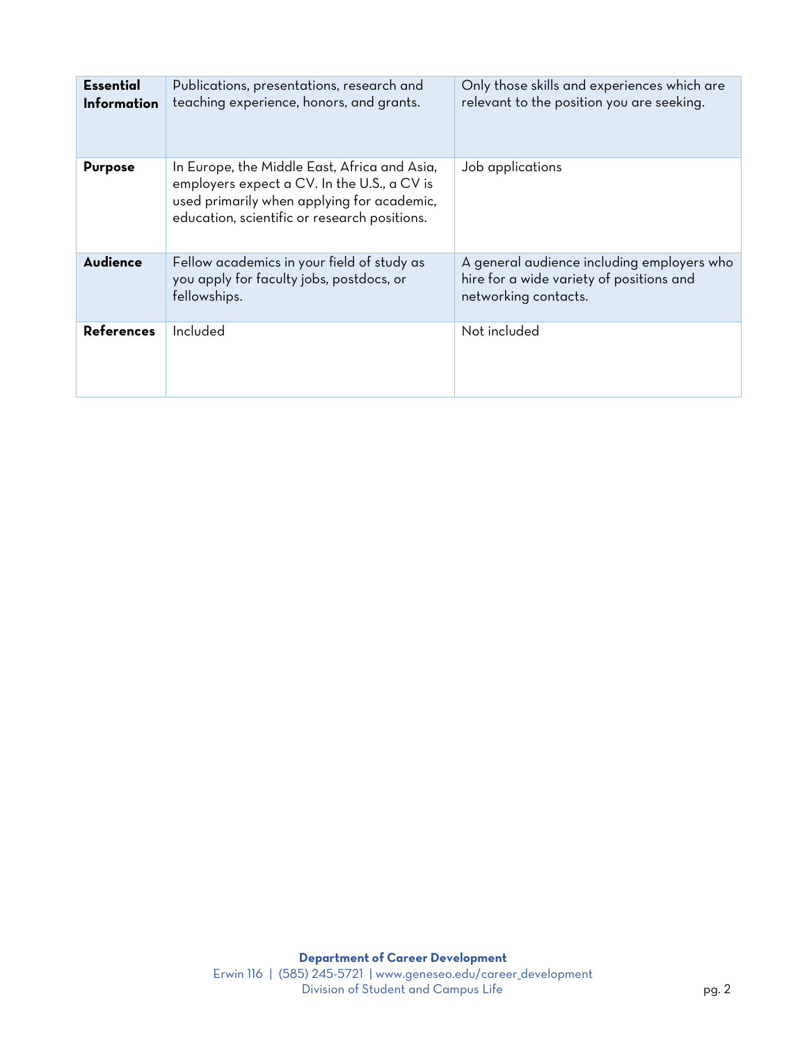| | | |
|---|---|---|
| **Essential Information** | Publications, presentations, research and teaching experience, honors, and grants. | Only those skills and experiences which are relevant to the position you are seeking. |
| **Purpose** | In Europe, the Middle East, Africa and Asia, employers expect a CV. In the U.S., a CV is used primarily when applying for academic, education, scientific or research positions. | Job applications |
| **Audience** | Fellow academics in your field of study as you apply for faculty jobs, postdocs, or fellowships. | A general audience including employers who hire for a wide variety of positions and networking contacts. |
| **References** | Included | Not included |